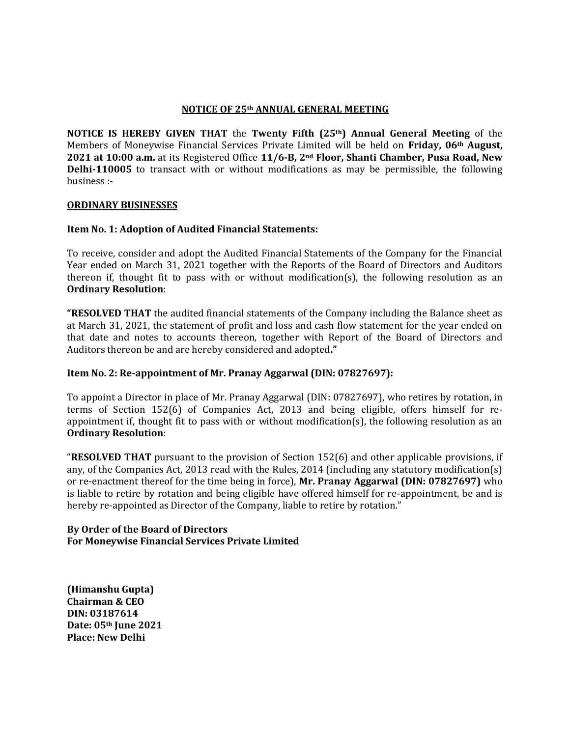# NOTICE OF 25th ANNUAL GENERAL MEETING

**NOTICE IS HEREBY GIVEN THAT** the **Twenty Fifth (25th) Annual General Meeting** of the Members of Moneywise Financial Services Private Limited will be held on **Friday, 06th August, 2021 at 10:00 a.m.** at its Registered Office **11/6-B, 2nd Floor, Shanti Chamber, Pusa Road, New Delhi-110005** to transact with or without modifications as may be permissible, the following business :-

## ORDINARY BUSINESSES

### Item No. 1: Adoption of Audited Financial Statements:

To receive, consider and adopt the Audited Financial Statements of the Company for the Financial Year ended on March 31, 2021 together with the Reports of the Board of Directors and Auditors thereon if, thought fit to pass with or without modification(s), the following resolution as an **Ordinary Resolution**:

**"RESOLVED THAT** the audited financial statements of the Company including the Balance sheet as at March 31, 2021, the statement of profit and loss and cash flow statement for the year ended on that date and notes to accounts thereon, together with Report of the Board of Directors and Auditors thereon be and are hereby considered and adopted**."**

### Item No. 2: Re-appointment of Mr. Pranay Aggarwal (DIN: 07827697):

To appoint a Director in place of Mr. Pranay Aggarwal (DIN: 07827697), who retires by rotation, in terms of Section 152(6) of Companies Act, 2013 and being eligible, offers himself for re-appointment if, thought fit to pass with or without modification(s), the following resolution as an **Ordinary Resolution**:

"**RESOLVED THAT** pursuant to the provision of Section 152(6) and other applicable provisions, if any, of the Companies Act, 2013 read with the Rules, 2014 (including any statutory modification(s) or re-enactment thereof for the time being in force), **Mr. Pranay Aggarwal (DIN: 07827697)** who is liable to retire by rotation and being eligible have offered himself for re-appointment, be and is hereby re-appointed as Director of the Company, liable to retire by rotation."

**By Order of the Board of Directors**
**For Moneywise Financial Services Private Limited**

**(Himanshu Gupta)**
**Chairman & CEO**
**DIN: 03187614**
**Date: 05th June 2021**
**Place: New Delhi**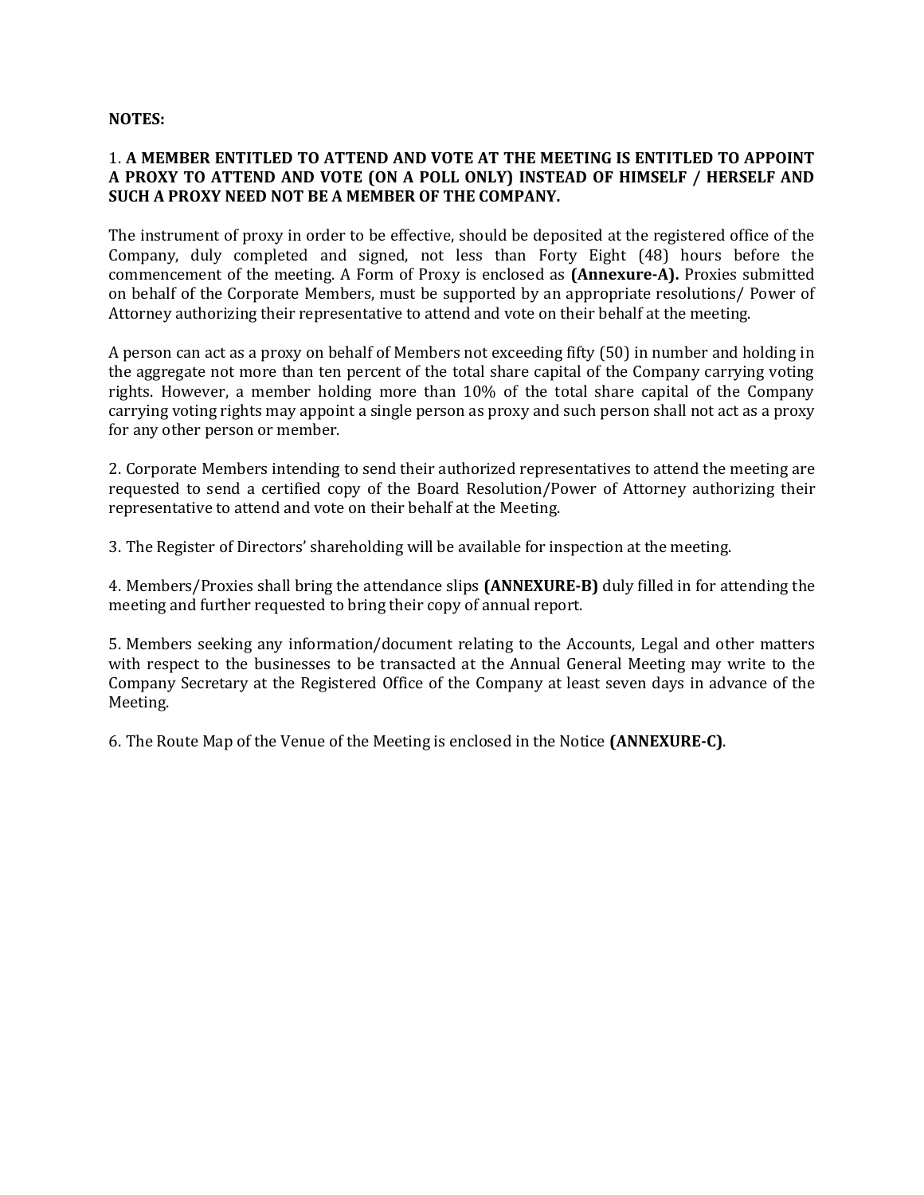**NOTES:**

1. **A MEMBER ENTITLED TO ATTEND AND VOTE AT THE MEETING IS ENTITLED TO APPOINT A PROXY TO ATTEND AND VOTE (ON A POLL ONLY) INSTEAD OF HIMSELF / HERSELF AND SUCH A PROXY NEED NOT BE A MEMBER OF THE COMPANY.**

The instrument of proxy in order to be effective, should be deposited at the registered office of the Company, duly completed and signed, not less than Forty Eight (48) hours before the commencement of the meeting. A Form of Proxy is enclosed as **(Annexure-A).** Proxies submitted on behalf of the Corporate Members, must be supported by an appropriate resolutions/ Power of Attorney authorizing their representative to attend and vote on their behalf at the meeting.

A person can act as a proxy on behalf of Members not exceeding fifty (50) in number and holding in the aggregate not more than ten percent of the total share capital of the Company carrying voting rights. However, a member holding more than 10% of the total share capital of the Company carrying voting rights may appoint a single person as proxy and such person shall not act as a proxy for any other person or member.

2. Corporate Members intending to send their authorized representatives to attend the meeting are requested to send a certified copy of the Board Resolution/Power of Attorney authorizing their representative to attend and vote on their behalf at the Meeting.

3. The Register of Directors' shareholding will be available for inspection at the meeting.

4. Members/Proxies shall bring the attendance slips **(ANNEXURE-B)** duly filled in for attending the meeting and further requested to bring their copy of annual report.

5. Members seeking any information/document relating to the Accounts, Legal and other matters with respect to the businesses to be transacted at the Annual General Meeting may write to the Company Secretary at the Registered Office of the Company at least seven days in advance of the Meeting.

6. The Route Map of the Venue of the Meeting is enclosed in the Notice **(ANNEXURE-C)**.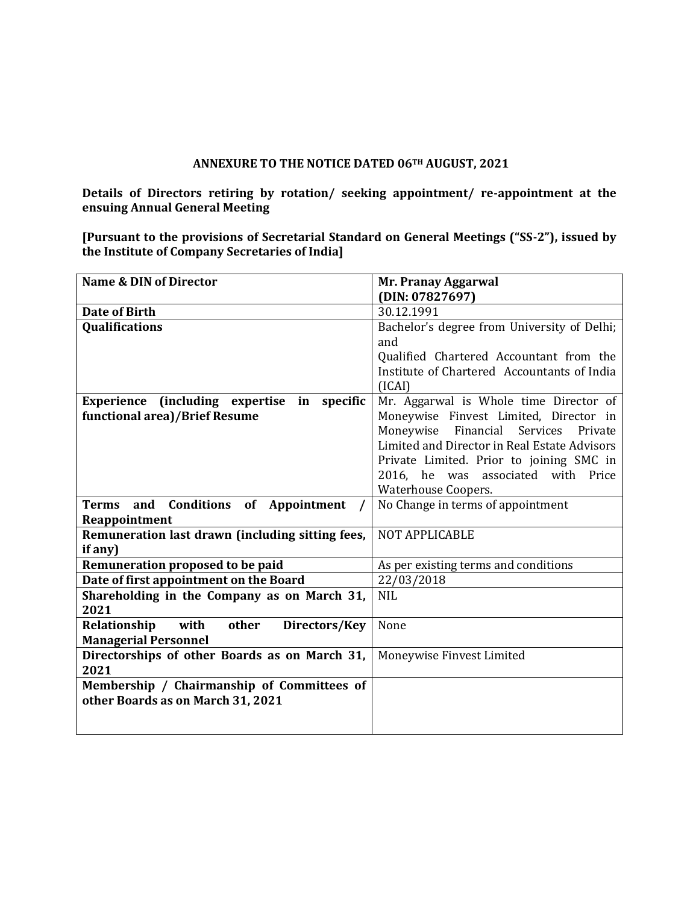**ANNEXURE TO THE NOTICE DATED 06TH AUGUST, 2021**

**Details of Directors retiring by rotation/ seeking appointment/ re-appointment at the ensuing Annual General Meeting**

**[Pursuant to the provisions of Secretarial Standard on General Meetings ("SS-2"), issued by the Institute of Company Secretaries of India]**

| **Name & DIN of Director** | **Mr. Pranay Aggarwal (DIN: 07827697)** |
|---|---|
| **Date of Birth** | 30.12.1991 |
| **Qualifications** | Bachelor's degree from University of Delhi; and Qualified Chartered Accountant from the Institute of Chartered Accountants of India (ICAI) |
| **Experience (including expertise in specific functional area)/Brief Resume** | Mr. Aggarwal is Whole time Director of Moneywise Finvest Limited, Director in Moneywise Financial Services Private Limited and Director in Real Estate Advisors Private Limited. Prior to joining SMC in 2016, he was associated with Price Waterhouse Coopers. |
| **Terms and Conditions of Appointment / Reappointment** | No Change in terms of appointment |
| **Remuneration last drawn (including sitting fees, if any)** | NOT APPLICABLE |
| **Remuneration proposed to be paid** | As per existing terms and conditions |
| **Date of first appointment on the Board** | 22/03/2018 |
| **Shareholding in the Company as on March 31, 2021** | NIL |
| **Relationship with other Directors/Key Managerial Personnel** | None |
| **Directorships of other Boards as on March 31, 2021** | Moneywise Finvest Limited |
| **Membership / Chairmanship of Committees of other Boards as on March 31, 2021** | |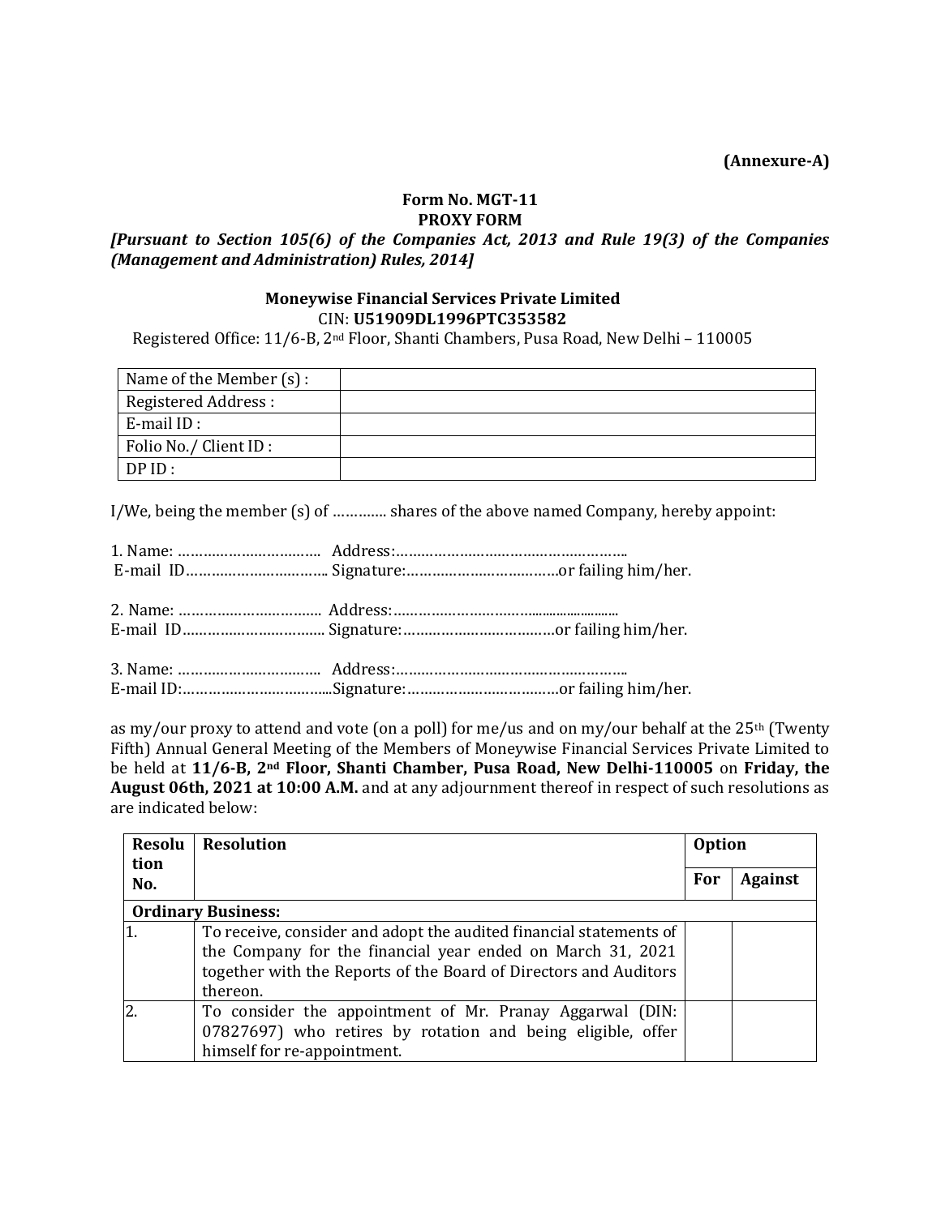**(Annexure-A)**

**Form No. MGT-11**
**PROXY FORM**

***[Pursuant to Section 105(6) of the Companies Act, 2013 and Rule 19(3) of the Companies (Management and Administration) Rules, 2014]***

**Moneywise Financial Services Private Limited**
CIN: **U51909DL1996PTC353582**
Registered Office: 11/6-B, 2nd Floor, Shanti Chambers, Pusa Road, New Delhi – 110005

| Name of the Member (s) : | |
|---|---|
| Registered Address : | |
| E-mail ID : | |
| Folio No./ Client ID : | |
| DP ID : | |

I/We, being the member (s) of …………. shares of the above named Company, hereby appoint:

1. Name: ……………………………. Address:……………………………………………….
E-mail ID…………………………….. Signature:………………………………or failing him/her.

2. Name: ……………………………. Address:…………………………………………………
E-mail ID……………………………. Signature:………………………………or failing him/her.

3. Name: ……………………………. Address:……………………………………………….
E-mail ID:………………………………Signature:………………………………or failing him/her.

as my/our proxy to attend and vote (on a poll) for me/us and on my/our behalf at the 25th (Twenty Fifth) Annual General Meeting of the Members of Moneywise Financial Services Private Limited to be held at **11/6-B, 2nd Floor, Shanti Chamber, Pusa Road, New Delhi-110005** on **Friday, the August 06th, 2021 at 10:00 A.M.** and at any adjournment thereof in respect of such resolutions as are indicated below:

| Resolution No. | Resolution | Option | |
|---|---|---|---|
| | | For | Against |
| **Ordinary Business:** | | | |
| 1. | To receive, consider and adopt the audited financial statements of the Company for the financial year ended on March 31, 2021 together with the Reports of the Board of Directors and Auditors thereon. | | |
| 2. | To consider the appointment of Mr. Pranay Aggarwal (DIN: 07827697) who retires by rotation and being eligible, offer himself for re-appointment. | | |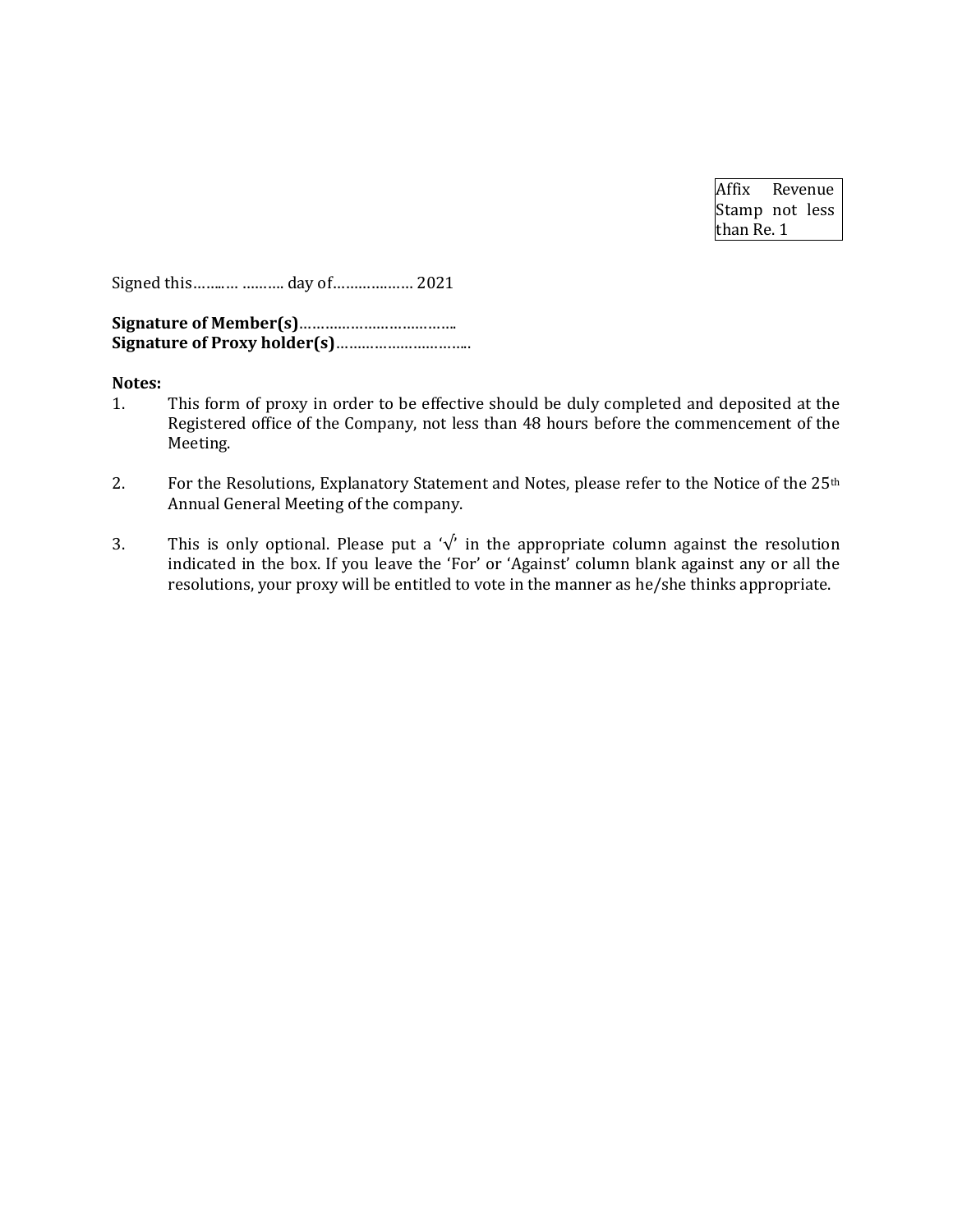Affix Revenue Stamp not less than Re. 1

Signed this……..… ………. day of………………. 2021

**Signature of Member(s)**………………………………..
**Signature of Proxy holder(s)**…………………………..

**Notes:**

1. This form of proxy in order to be effective should be duly completed and deposited at the Registered office of the Company, not less than 48 hours before the commencement of the Meeting.

2. For the Resolutions, Explanatory Statement and Notes, please refer to the Notice of the 25th Annual General Meeting of the company.

3. This is only optional. Please put a '√' in the appropriate column against the resolution indicated in the box. If you leave the 'For' or 'Against' column blank against any or all the resolutions, your proxy will be entitled to vote in the manner as he/she thinks appropriate.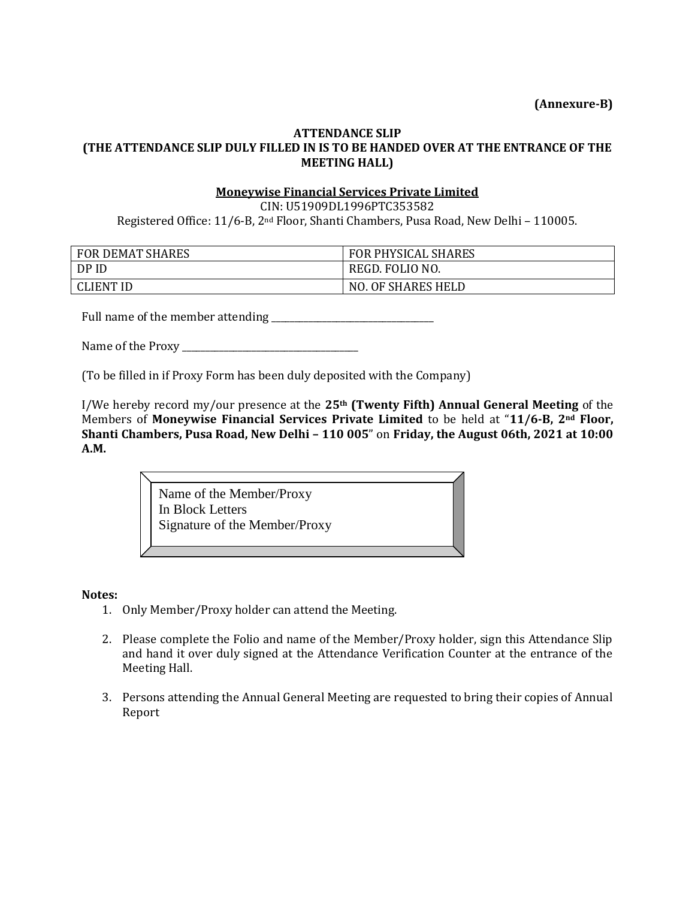**(Annexure-B)**

**ATTENDANCE SLIP**
**(THE ATTENDANCE SLIP DULY FILLED IN IS TO BE HANDED OVER AT THE ENTRANCE OF THE MEETING HALL)**

**Moneywise Financial Services Private Limited**

CIN: U51909DL1996PTC353582

Registered Office: 11/6-B, 2nd Floor, Shanti Chambers, Pusa Road, New Delhi – 110005.

| FOR DEMAT SHARES | FOR PHYSICAL SHARES |
|---|---|
| DP ID | REGD. FOLIO NO. |
| CLIENT ID | NO. OF SHARES HELD |

Full name of the member attending ___________________________________

Name of the Proxy ______________________________________

(To be filled in if Proxy Form has been duly deposited with the Company)

I/We hereby record my/our presence at the **25th (Twenty Fifth) Annual General Meeting** of the Members of **Moneywise Financial Services Private Limited** to be held at "**11/6-B, 2nd Floor, Shanti Chambers, Pusa Road, New Delhi – 110 005**" on **Friday, the August 06th, 2021 at 10:00 A.M.**

Name of the Member/Proxy
In Block Letters
Signature of the Member/Proxy

**Notes:**

1. Only Member/Proxy holder can attend the Meeting.
2. Please complete the Folio and name of the Member/Proxy holder, sign this Attendance Slip and hand it over duly signed at the Attendance Verification Counter at the entrance of the Meeting Hall.
3. Persons attending the Annual General Meeting are requested to bring their copies of Annual Report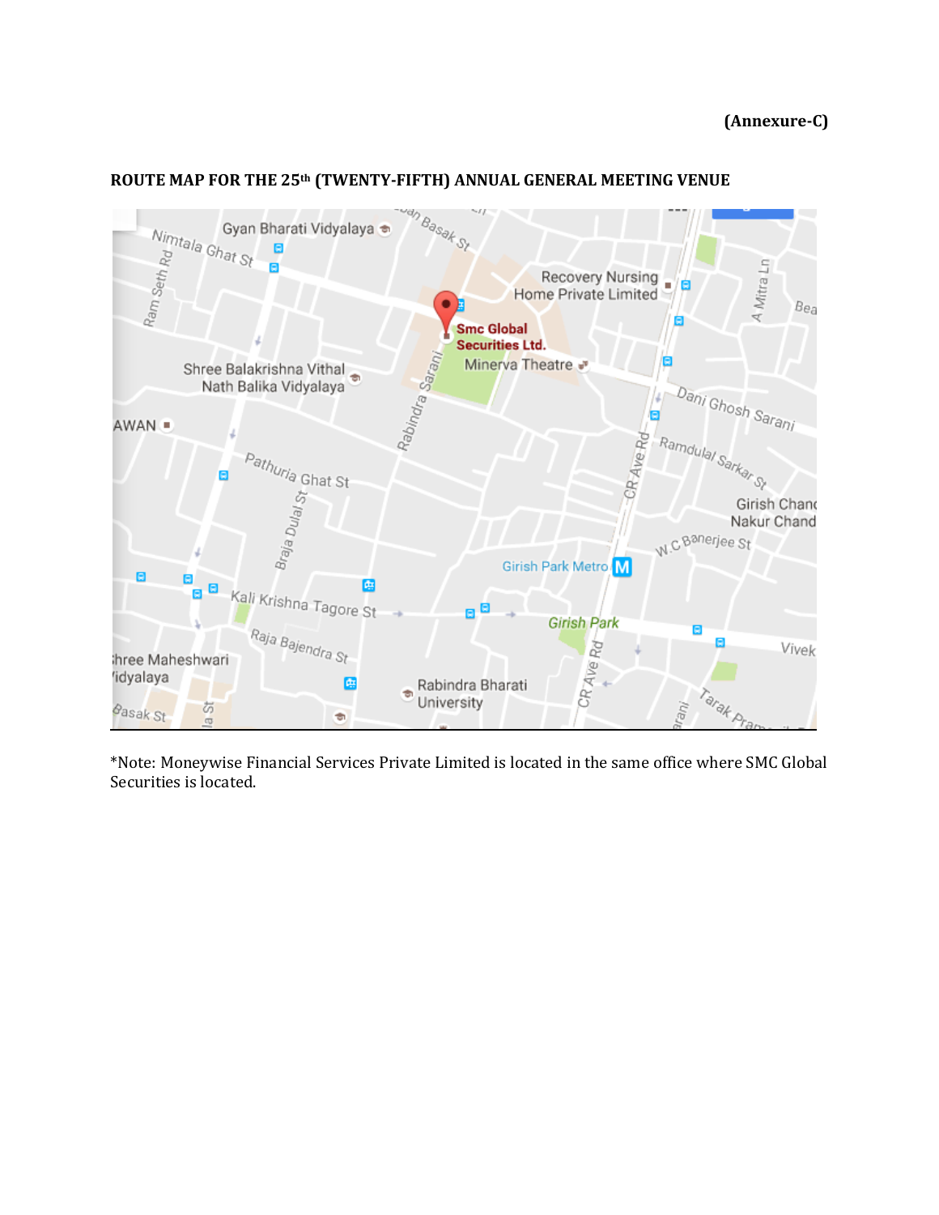**(Annexure-C)**

**ROUTE MAP FOR THE 25th (TWENTY-FIFTH) ANNUAL GENERAL MEETING VENUE**

Gyan Bharati Vidyalaya
Nimtala Ghat St
Basak St
Ram Seth Rd
Recovery Nursing Home Private Limited
Smc Global Securities Ltd.
Minerva Theatre
Rabindra Sarani
A Mitra Ln
Shree Balakrishna Vithal Nath Balika Vidyalaya
Dani Ghosh Sarani
AWAN
CR Ave Rd
Ramdulal Sarkar St
Pathuria Ghat St
Braja Dulal St
Girish Chand Nakur Chand
W.C Banerjee St
Girish Park Metro
Kali Krishna Tagore St
Girish Park
Raja Bajendra St
Vivek
Shree Maheshwari Vidyalaya
Rabindra Bharati University
Basak St
Tarak Pram

*Note: Moneywise Financial Services Private Limited is located in the same office where SMC Global Securities is located.